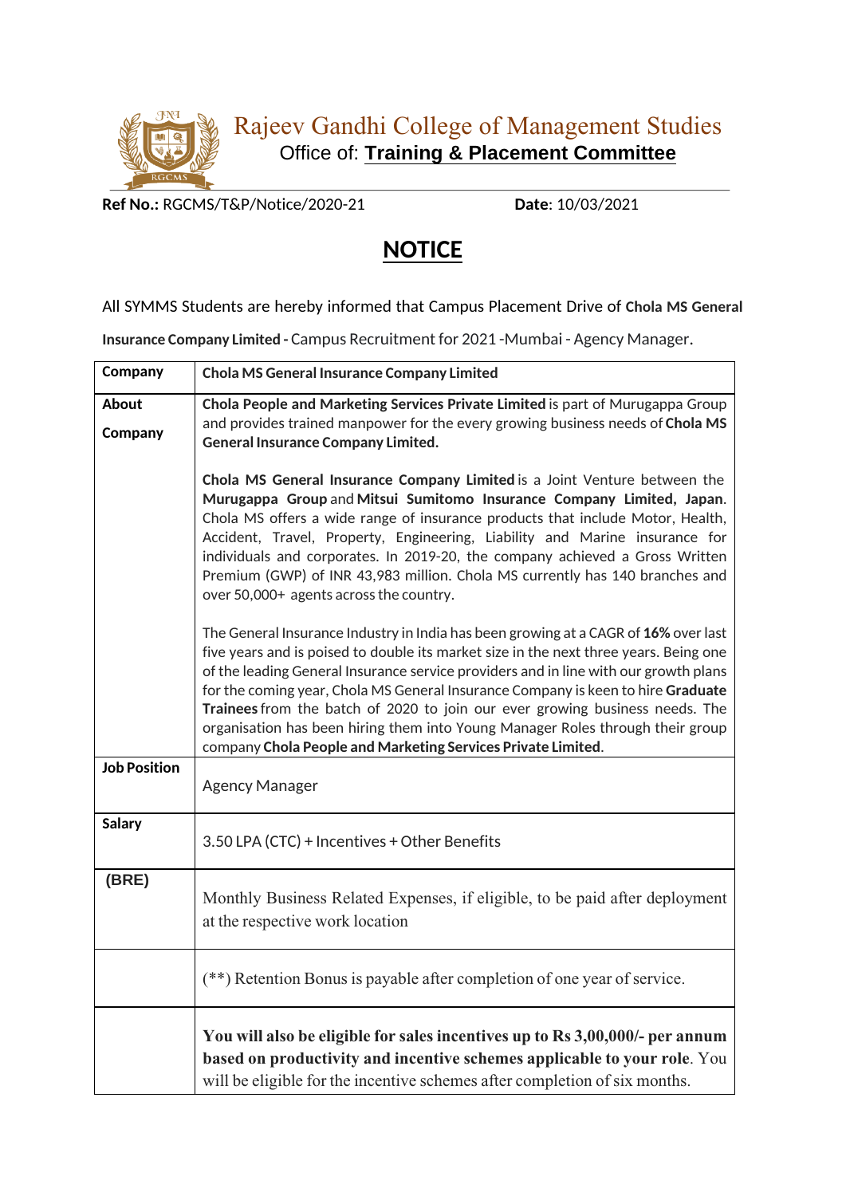# Rajeev Gandhi College of Management Studies

Office of: **Training & Placement Committee**

**Ref No.:** RGCMS/T&P/Notice/2020-21 **Date**: 10/03/2021

## NOTICE

All SYMMS Students are hereby informed that Campus Placement Drive of **Chola MS General Insurance Company Limited -** Campus Recruitment for 2021 -Mumbai - Agency Manager.

| Company | Chola MS General Insurance Company Limited |
|---|---|
| About Company | **Chola People and Marketing Services Private Limited** is part of Murugappa Group and provides trained manpower for the every growing business needs of **Chola MS General Insurance Company Limited.**<br><br>**Chola MS General Insurance Company Limited** is a Joint Venture between the **Murugappa Group** and **Mitsui Sumitomo Insurance Company Limited, Japan**. Chola MS offers a wide range of insurance products that include Motor, Health, Accident, Travel, Property, Engineering, Liability and Marine insurance for individuals and corporates. In 2019-20, the company achieved a Gross Written Premium (GWP) of INR 43,983 million. Chola MS currently has 140 branches and over 50,000+ agents across the country.<br><br>The General Insurance Industry in India has been growing at a CAGR of **16%** over last five years and is poised to double its market size in the next three years. Being one of the leading General Insurance service providers and in line with our growth plans for the coming year, Chola MS General Insurance Company is keen to hire **Graduate Trainees** from the batch of 2020 to join our ever growing business needs. The organisation has been hiring them into Young Manager Roles through their group company **Chola People and Marketing Services Private Limited**. |
| Job Position | Agency Manager |
| Salary | 3.50 LPA (CTC) + Incentives + Other Benefits |
| (BRE) | Monthly Business Related Expenses, if eligible, to be paid after deployment at the respective work location |
| | (**) Retention Bonus is payable after completion of one year of service. |
| | **You will also be eligible for sales incentives up to Rs 3,00,000/- per annum based on productivity and incentive schemes applicable to your role**. You will be eligible for the incentive schemes after completion of six months. |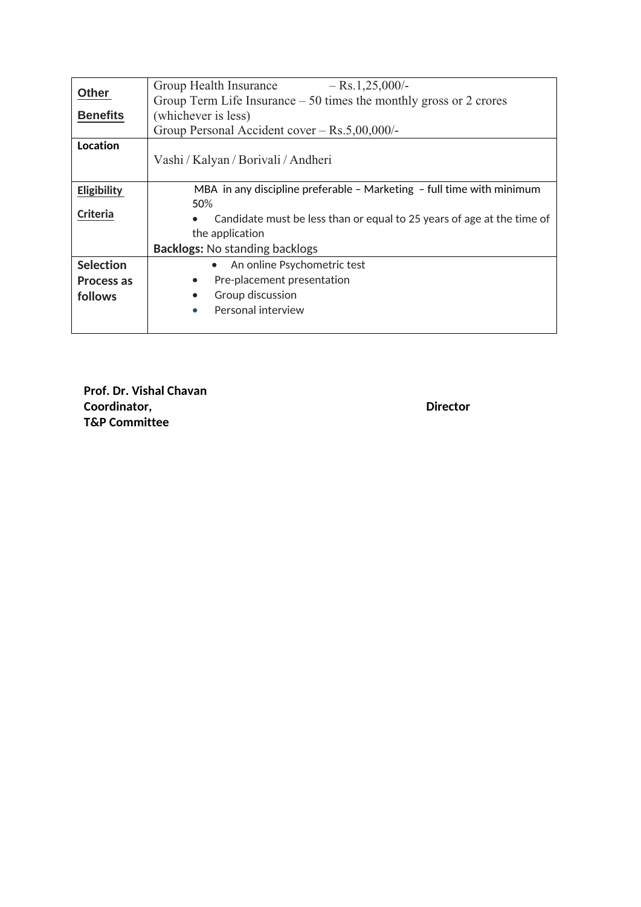| | |
|---|---|
| **Other Benefits** | Group Health Insurance – Rs.1,25,000/-<br>Group Term Life Insurance – 50 times the monthly gross or 2 crores (whichever is less)<br>Group Personal Accident cover – Rs.5,00,000/- |
| **Location** | Vashi / Kalyan / Borivali / Andheri |
| **Eligibility Criteria** | MBA in any discipline preferable – Marketing – full time with minimum 50%<br>• Candidate must be less than or equal to 25 years of age at the time of the application<br>**Backlogs:** No standing backlogs |
| **Selection Process as follows** | • An online Psychometric test<br>• Pre-placement presentation<br>• Group discussion<br>• Personal interview |

**Prof. Dr. Vishal Chavan**
**Coordinator,**
**T&P Committee**

**Director**